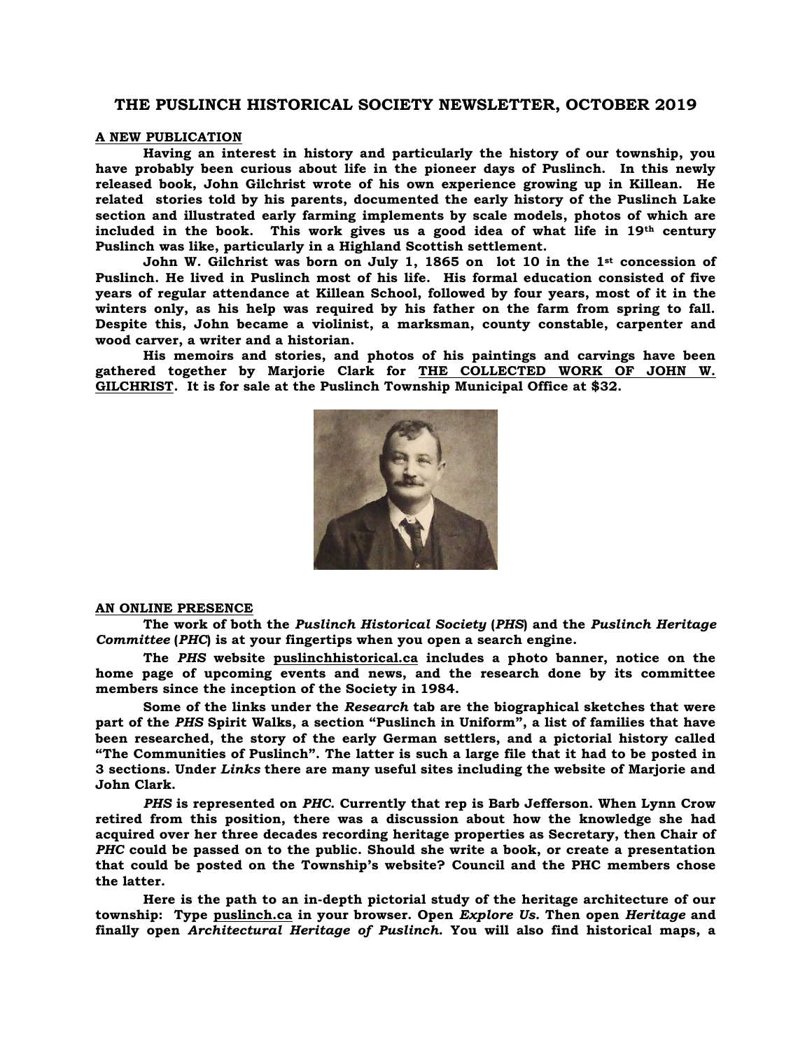# THE PUSLINCH HISTORICAL SOCIETY NEWSLETTER, OCTOBER 2019

## A NEW PUBLICATION

**Having an interest in history and particularly the history of our township, you have probably been curious about life in the pioneer days of Puslinch. In this newly released book, John Gilchrist wrote of his own experience growing up in Killean. He related stories told by his parents, documented the early history of the Puslinch Lake section and illustrated early farming implements by scale models, photos of which are included in the book. This work gives us a good idea of what life in 19th century Puslinch was like, particularly in a Highland Scottish settlement.**

**John W. Gilchrist was born on July 1, 1865 on lot 10 in the 1st concession of Puslinch. He lived in Puslinch most of his life. His formal education consisted of five years of regular attendance at Killean School, followed by four years, most of it in the winters only, as his help was required by his father on the farm from spring to fall. Despite this, John became a violinist, a marksman, county constable, carpenter and wood carver, a writer and a historian.**

**His memoirs and stories, and photos of his paintings and carvings have been gathered together by Marjorie Clark for THE COLLECTED WORK OF JOHN W. GILCHRIST. It is for sale at the Puslinch Township Municipal Office at $32.**

## AN ONLINE PRESENCE

**The work of both the *Puslinch Historical Society* (*PHS*) and the *Puslinch Heritage Committee* (*PHC*) is at your fingertips when you open a search engine.**

**The *PHS* website puslinchhistorical.ca includes a photo banner, notice on the home page of upcoming events and news, and the research done by its committee members since the inception of the Society in 1984.**

**Some of the links under the *Research* tab are the biographical sketches that were part of the *PHS* Spirit Walks, a section "Puslinch in Uniform", a list of families that have been researched, the story of the early German settlers, and a pictorial history called "The Communities of Puslinch". The latter is such a large file that it had to be posted in 3 sections. Under *Links* there are many useful sites including the website of Marjorie and John Clark.**

***PHS* is represented on *PHC*. Currently that rep is Barb Jefferson. When Lynn Crow retired from this position, there was a discussion about how the knowledge she had acquired over her three decades recording heritage properties as Secretary, then Chair of *PHC* could be passed on to the public. Should she write a book, or create a presentation that could be posted on the Township's website? Council and the PHC members chose the latter.**

**Here is the path to an in-depth pictorial study of the heritage architecture of our township: Type puslinch.ca in your browser. Open *Explore Us.* Then open *Heritage* and finally open *Architectural Heritage of Puslinch.* You will also find historical maps, a**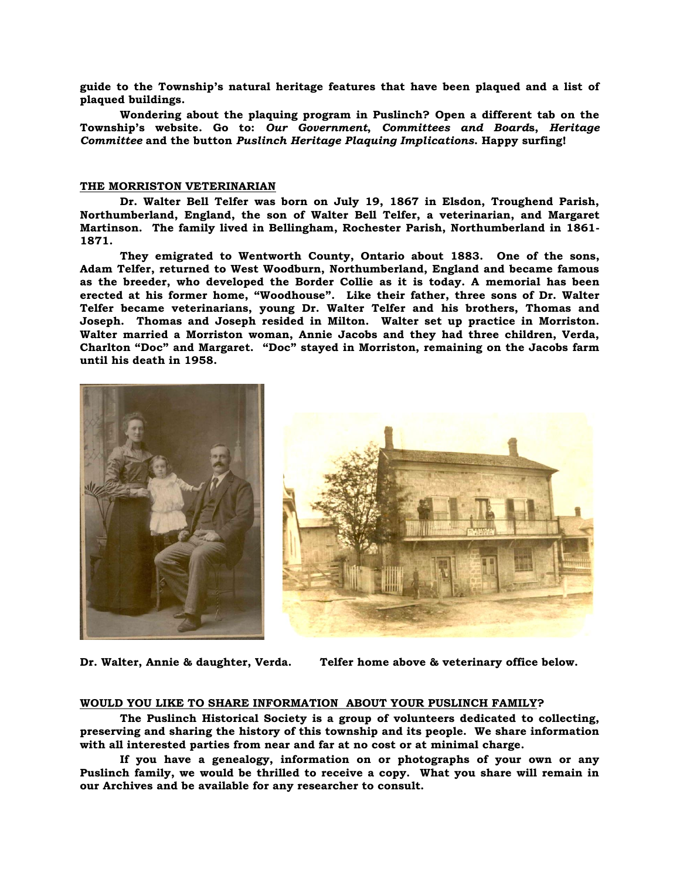**guide to the Township's natural heritage features that have been plaqued and a list of plaqued buildings.**

**Wondering about the plaquing program in Puslinch? Open a different tab on the Township's website. Go to: *Our Government*, *Committees and Boards*, *Heritage Committee* and the button *Puslinch Heritage Plaquing Implications.* Happy surfing!**

## THE MORRISTON VETERINARIAN

**Dr. Walter Bell Telfer was born on July 19, 1867 in Elsdon, Troughend Parish, Northumberland, England, the son of Walter Bell Telfer, a veterinarian, and Margaret Martinson. The family lived in Bellingham, Rochester Parish, Northumberland in 1861-1871.**

**They emigrated to Wentworth County, Ontario about 1883. One of the sons, Adam Telfer, returned to West Woodburn, Northumberland, England and became famous as the breeder, who developed the Border Collie as it is today. A memorial has been erected at his former home, "Woodhouse". Like their father, three sons of Dr. Walter Telfer became veterinarians, young Dr. Walter Telfer and his brothers, Thomas and Joseph. Thomas and Joseph resided in Milton. Walter set up practice in Morriston. Walter married a Morriston woman, Annie Jacobs and they had three children, Verda, Charlton "Doc" and Margaret. "Doc" stayed in Morriston, remaining on the Jacobs farm until his death in 1958.**

**Dr. Walter, Annie & daughter, Verda.**

**Telfer home above & veterinary office below.**

## WOULD YOU LIKE TO SHARE INFORMATION ABOUT YOUR PUSLINCH FAMILY?

**The Puslinch Historical Society is a group of volunteers dedicated to collecting, preserving and sharing the history of this township and its people. We share information with all interested parties from near and far at no cost or at minimal charge.**

**If you have a genealogy, information on or photographs of your own or any Puslinch family, we would be thrilled to receive a copy. What you share will remain in our Archives and be available for any researcher to consult.**